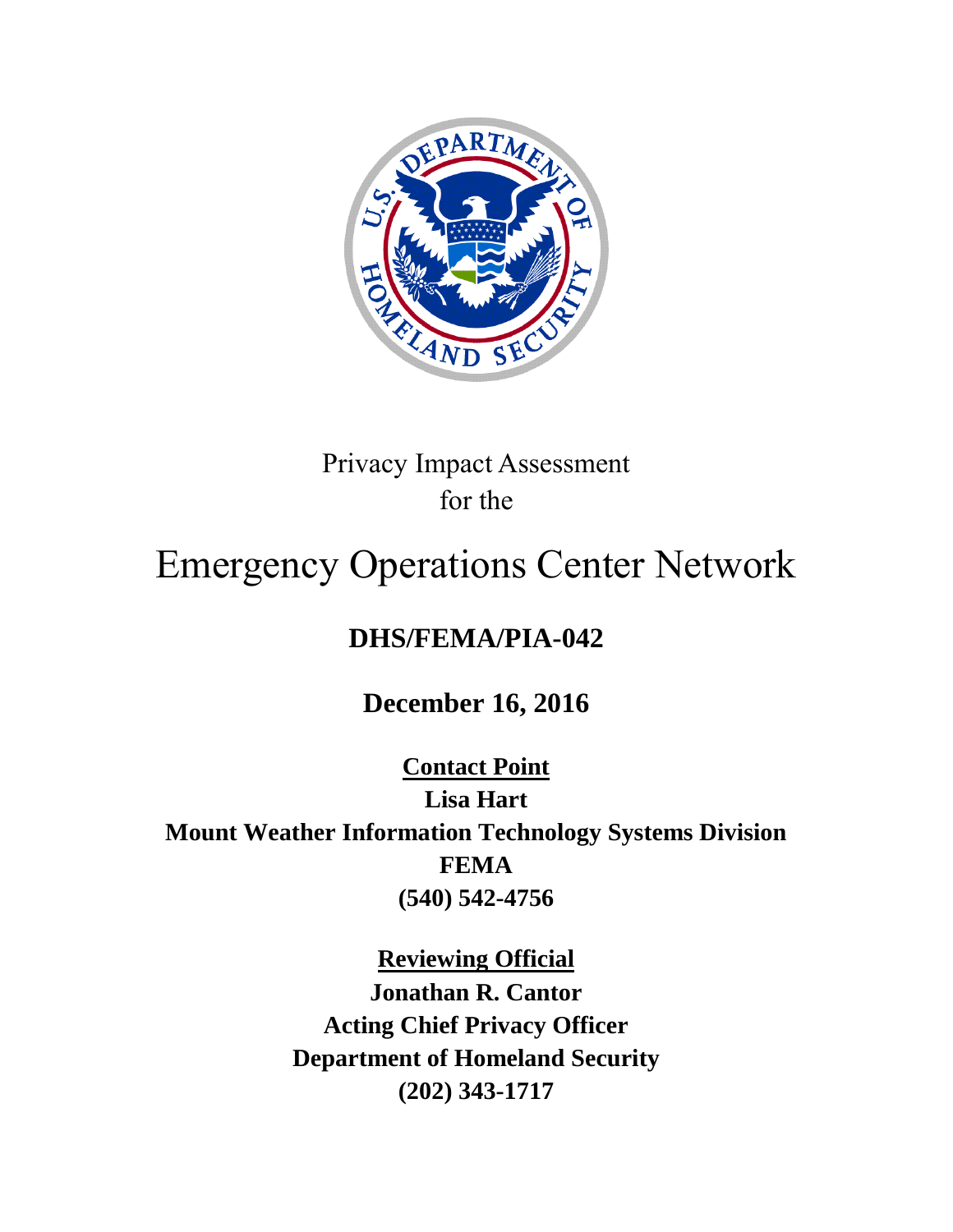Privacy Impact Assessment
for the

# Emergency Operations Center Network

## DHS/FEMA/PIA-042

**December 16, 2016**

**Contact Point**
**Lisa Hart**
**Mount Weather Information Technology Systems Division**
**FEMA**
**(540) 542-4756**

**Reviewing Official**
**Jonathan R. Cantor**
**Acting Chief Privacy Officer**
**Department of Homeland Security**
**(202) 343-1717**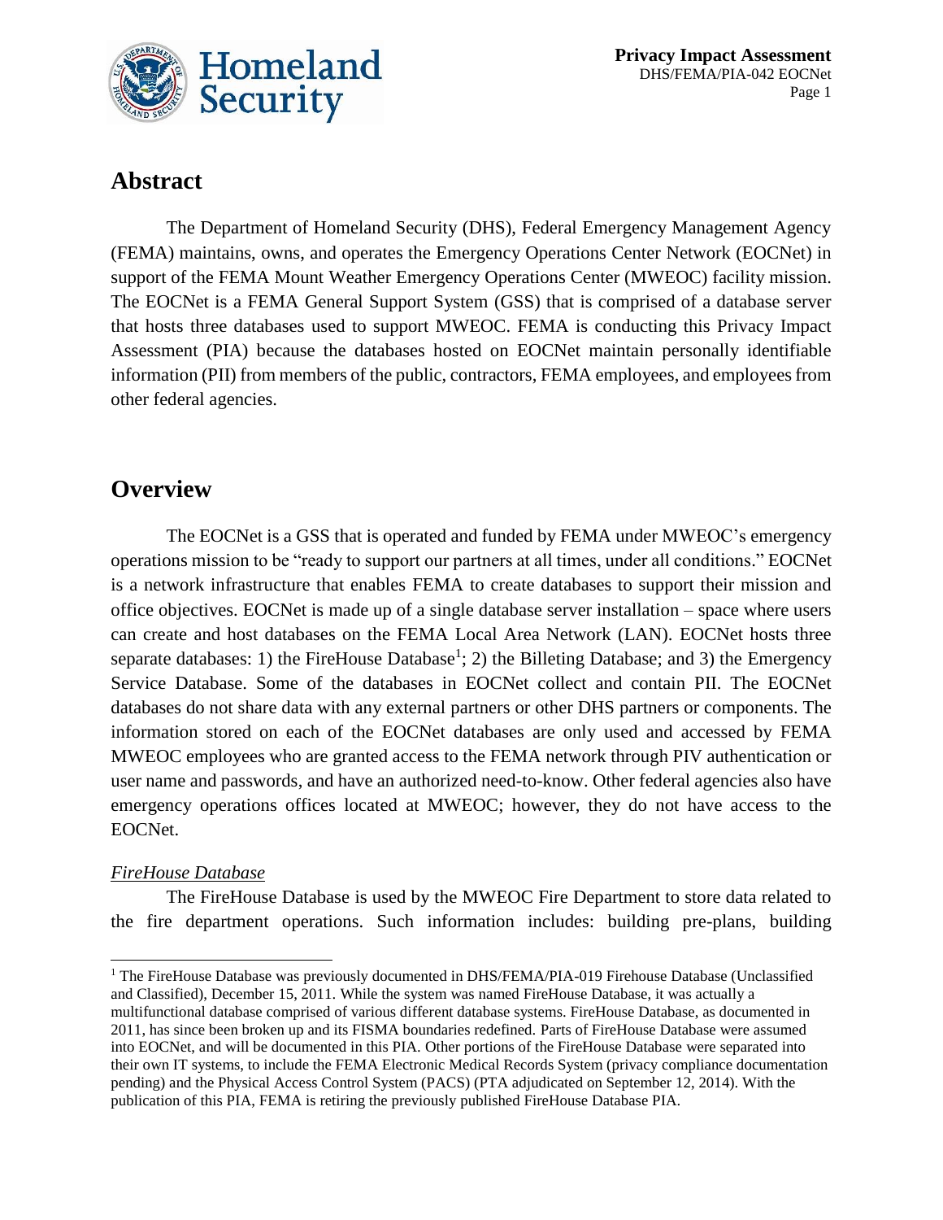## Abstract

The Department of Homeland Security (DHS), Federal Emergency Management Agency (FEMA) maintains, owns, and operates the Emergency Operations Center Network (EOCNet) in support of the FEMA Mount Weather Emergency Operations Center (MWEOC) facility mission. The EOCNet is a FEMA General Support System (GSS) that is comprised of a database server that hosts three databases used to support MWEOC. FEMA is conducting this Privacy Impact Assessment (PIA) because the databases hosted on EOCNet maintain personally identifiable information (PII) from members of the public, contractors, FEMA employees, and employees from other federal agencies.

## Overview

The EOCNet is a GSS that is operated and funded by FEMA under MWEOC's emergency operations mission to be "ready to support our partners at all times, under all conditions." EOCNet is a network infrastructure that enables FEMA to create databases to support their mission and office objectives. EOCNet is made up of a single database server installation – space where users can create and host databases on the FEMA Local Area Network (LAN). EOCNet hosts three separate databases: 1) the FireHouse Database[1]; 2) the Billeting Database; and 3) the Emergency Service Database. Some of the databases in EOCNet collect and contain PII. The EOCNet databases do not share data with any external partners or other DHS partners or components. The information stored on each of the EOCNet databases are only used and accessed by FEMA MWEOC employees who are granted access to the FEMA network through PIV authentication or user name and passwords, and have an authorized need-to-know. Other federal agencies also have emergency operations offices located at MWEOC; however, they do not have access to the EOCNet.

*FireHouse Database*

The FireHouse Database is used by the MWEOC Fire Department to store data related to the fire department operations. Such information includes: building pre-plans, building

[1] The FireHouse Database was previously documented in DHS/FEMA/PIA-019 Firehouse Database (Unclassified and Classified), December 15, 2011. While the system was named FireHouse Database, it was actually a multifunctional database comprised of various different database systems. FireHouse Database, as documented in 2011, has since been broken up and its FISMA boundaries redefined. Parts of FireHouse Database were assumed into EOCNet, and will be documented in this PIA. Other portions of the FireHouse Database were separated into their own IT systems, to include the FEMA Electronic Medical Records System (privacy compliance documentation pending) and the Physical Access Control System (PACS) (PTA adjudicated on September 12, 2014). With the publication of this PIA, FEMA is retiring the previously published FireHouse Database PIA.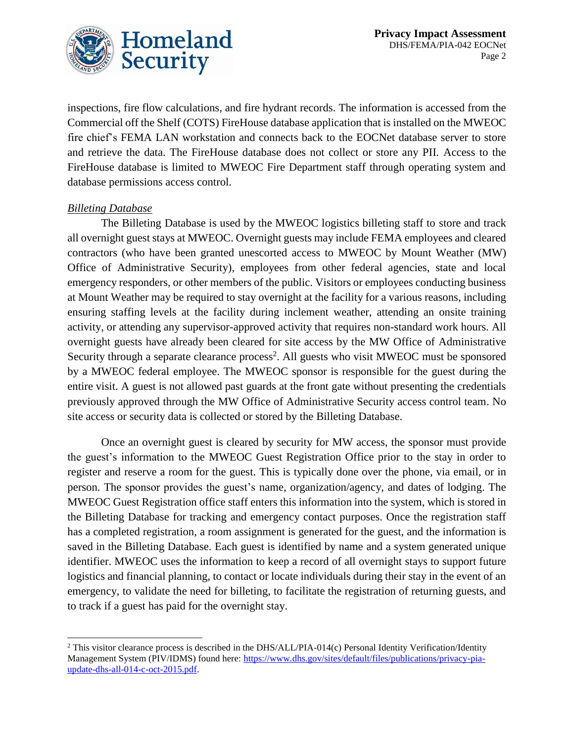inspections, fire flow calculations, and fire hydrant records. The information is accessed from the Commercial off the Shelf (COTS) FireHouse database application that is installed on the MWEOC fire chief's FEMA LAN workstation and connects back to the EOCNet database server to store and retrieve the data. The FireHouse database does not collect or store any PII. Access to the FireHouse database is limited to MWEOC Fire Department staff through operating system and database permissions access control.

*Billeting Database*

The Billeting Database is used by the MWEOC logistics billeting staff to store and track all overnight guest stays at MWEOC. Overnight guests may include FEMA employees and cleared contractors (who have been granted unescorted access to MWEOC by Mount Weather (MW) Office of Administrative Security), employees from other federal agencies, state and local emergency responders, or other members of the public. Visitors or employees conducting business at Mount Weather may be required to stay overnight at the facility for a various reasons, including ensuring staffing levels at the facility during inclement weather, attending an onsite training activity, or attending any supervisor-approved activity that requires non-standard work hours. All overnight guests have already been cleared for site access by the MW Office of Administrative Security through a separate clearance process[2]. All guests who visit MWEOC must be sponsored by a MWEOC federal employee. The MWEOC sponsor is responsible for the guest during the entire visit. A guest is not allowed past guards at the front gate without presenting the credentials previously approved through the MW Office of Administrative Security access control team. No site access or security data is collected or stored by the Billeting Database.

Once an overnight guest is cleared by security for MW access, the sponsor must provide the guest's information to the MWEOC Guest Registration Office prior to the stay in order to register and reserve a room for the guest. This is typically done over the phone, via email, or in person. The sponsor provides the guest's name, organization/agency, and dates of lodging. The MWEOC Guest Registration office staff enters this information into the system, which is stored in the Billeting Database for tracking and emergency contact purposes. Once the registration staff has a completed registration, a room assignment is generated for the guest, and the information is saved in the Billeting Database. Each guest is identified by name and a system generated unique identifier. MWEOC uses the information to keep a record of all overnight stays to support future logistics and financial planning, to contact or locate individuals during their stay in the event of an emergency, to validate the need for billeting, to facilitate the registration of returning guests, and to track if a guest has paid for the overnight stay.

[2] This visitor clearance process is described in the DHS/ALL/PIA-014(c) Personal Identity Verification/Identity Management System (PIV/IDMS) found here: https://www.dhs.gov/sites/default/files/publications/privacy-pia-update-dhs-all-014-c-oct-2015.pdf.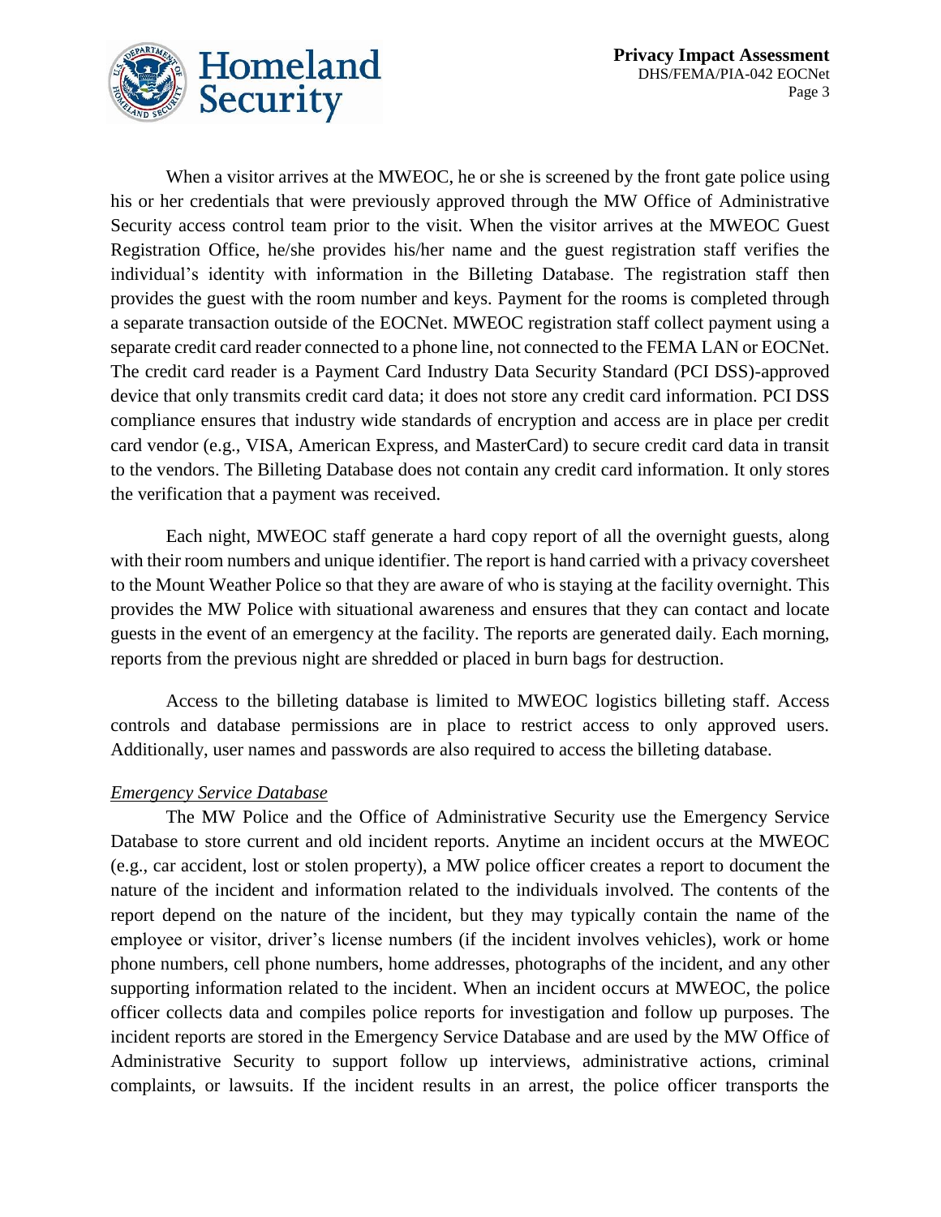When a visitor arrives at the MWEOC, he or she is screened by the front gate police using his or her credentials that were previously approved through the MW Office of Administrative Security access control team prior to the visit. When the visitor arrives at the MWEOC Guest Registration Office, he/she provides his/her name and the guest registration staff verifies the individual's identity with information in the Billeting Database. The registration staff then provides the guest with the room number and keys. Payment for the rooms is completed through a separate transaction outside of the EOCNet. MWEOC registration staff collect payment using a separate credit card reader connected to a phone line, not connected to the FEMA LAN or EOCNet. The credit card reader is a Payment Card Industry Data Security Standard (PCI DSS)-approved device that only transmits credit card data; it does not store any credit card information. PCI DSS compliance ensures that industry wide standards of encryption and access are in place per credit card vendor (e.g., VISA, American Express, and MasterCard) to secure credit card data in transit to the vendors. The Billeting Database does not contain any credit card information. It only stores the verification that a payment was received.

Each night, MWEOC staff generate a hard copy report of all the overnight guests, along with their room numbers and unique identifier. The report is hand carried with a privacy coversheet to the Mount Weather Police so that they are aware of who is staying at the facility overnight. This provides the MW Police with situational awareness and ensures that they can contact and locate guests in the event of an emergency at the facility. The reports are generated daily. Each morning, reports from the previous night are shredded or placed in burn bags for destruction.

Access to the billeting database is limited to MWEOC logistics billeting staff. Access controls and database permissions are in place to restrict access to only approved users. Additionally, user names and passwords are also required to access the billeting database.

*Emergency Service Database*

The MW Police and the Office of Administrative Security use the Emergency Service Database to store current and old incident reports. Anytime an incident occurs at the MWEOC (e.g., car accident, lost or stolen property), a MW police officer creates a report to document the nature of the incident and information related to the individuals involved. The contents of the report depend on the nature of the incident, but they may typically contain the name of the employee or visitor, driver's license numbers (if the incident involves vehicles), work or home phone numbers, cell phone numbers, home addresses, photographs of the incident, and any other supporting information related to the incident. When an incident occurs at MWEOC, the police officer collects data and compiles police reports for investigation and follow up purposes. The incident reports are stored in the Emergency Service Database and are used by the MW Office of Administrative Security to support follow up interviews, administrative actions, criminal complaints, or lawsuits. If the incident results in an arrest, the police officer transports the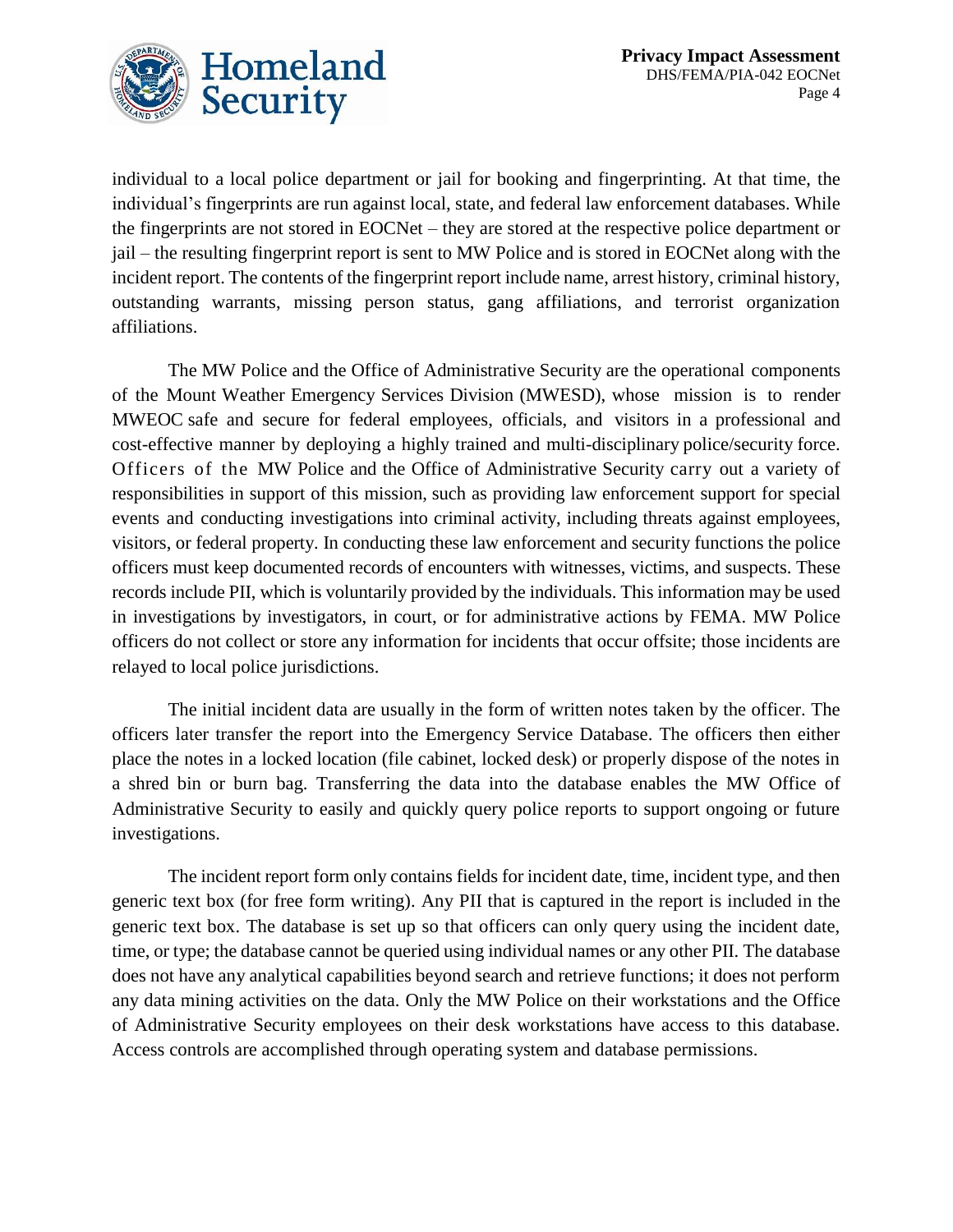individual to a local police department or jail for booking and fingerprinting. At that time, the individual's fingerprints are run against local, state, and federal law enforcement databases. While the fingerprints are not stored in EOCNet – they are stored at the respective police department or jail – the resulting fingerprint report is sent to MW Police and is stored in EOCNet along with the incident report. The contents of the fingerprint report include name, arrest history, criminal history, outstanding warrants, missing person status, gang affiliations, and terrorist organization affiliations.

The MW Police and the Office of Administrative Security are the operational components of the Mount Weather Emergency Services Division (MWESD), whose mission is to render MWEOC safe and secure for federal employees, officials, and visitors in a professional and cost-effective manner by deploying a highly trained and multi-disciplinary police/security force. Officers of the MW Police and the Office of Administrative Security carry out a variety of responsibilities in support of this mission, such as providing law enforcement support for special events and conducting investigations into criminal activity, including threats against employees, visitors, or federal property. In conducting these law enforcement and security functions the police officers must keep documented records of encounters with witnesses, victims, and suspects. These records include PII, which is voluntarily provided by the individuals. This information may be used in investigations by investigators, in court, or for administrative actions by FEMA. MW Police officers do not collect or store any information for incidents that occur offsite; those incidents are relayed to local police jurisdictions.

The initial incident data are usually in the form of written notes taken by the officer. The officers later transfer the report into the Emergency Service Database. The officers then either place the notes in a locked location (file cabinet, locked desk) or properly dispose of the notes in a shred bin or burn bag. Transferring the data into the database enables the MW Office of Administrative Security to easily and quickly query police reports to support ongoing or future investigations.

The incident report form only contains fields for incident date, time, incident type, and then generic text box (for free form writing). Any PII that is captured in the report is included in the generic text box. The database is set up so that officers can only query using the incident date, time, or type; the database cannot be queried using individual names or any other PII. The database does not have any analytical capabilities beyond search and retrieve functions; it does not perform any data mining activities on the data. Only the MW Police on their workstations and the Office of Administrative Security employees on their desk workstations have access to this database. Access controls are accomplished through operating system and database permissions.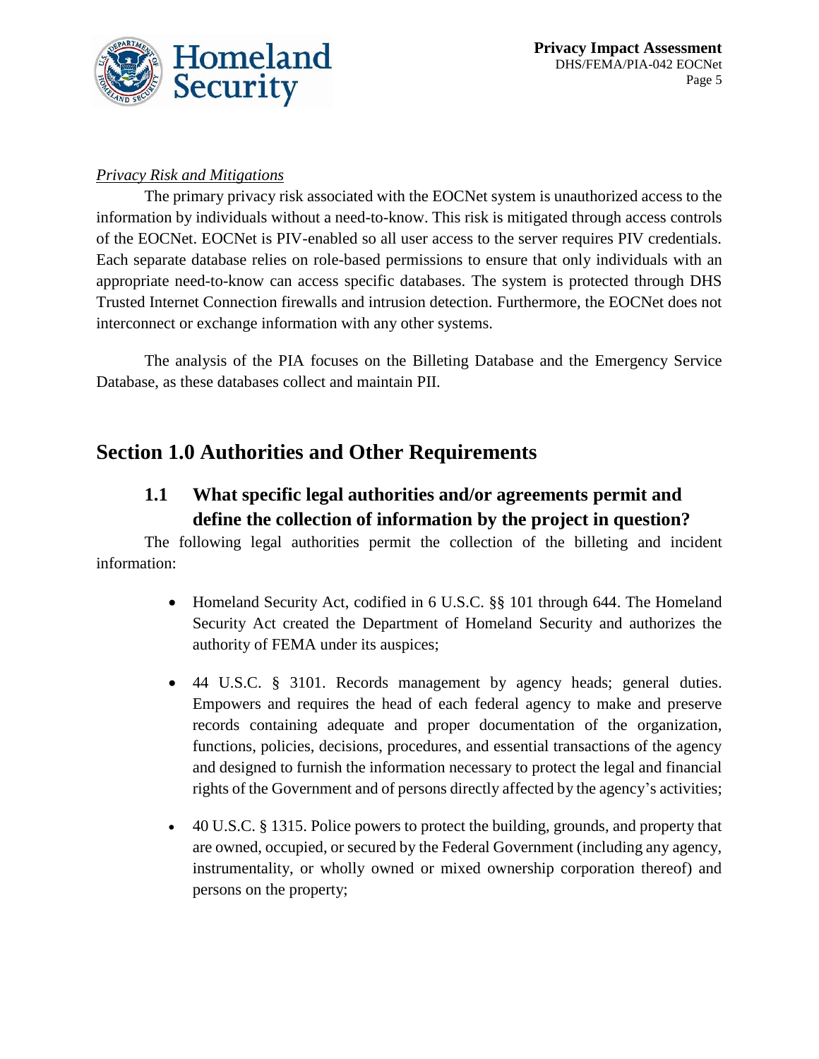*Privacy Risk and Mitigations*

The primary privacy risk associated with the EOCNet system is unauthorized access to the information by individuals without a need-to-know. This risk is mitigated through access controls of the EOCNet. EOCNet is PIV-enabled so all user access to the server requires PIV credentials. Each separate database relies on role-based permissions to ensure that only individuals with an appropriate need-to-know can access specific databases. The system is protected through DHS Trusted Internet Connection firewalls and intrusion detection. Furthermore, the EOCNet does not interconnect or exchange information with any other systems.

The analysis of the PIA focuses on the Billeting Database and the Emergency Service Database, as these databases collect and maintain PII.

# Section 1.0 Authorities and Other Requirements

## 1.1 What specific legal authorities and/or agreements permit and define the collection of information by the project in question?

The following legal authorities permit the collection of the billeting and incident information:

- Homeland Security Act, codified in 6 U.S.C. §§ 101 through 644. The Homeland Security Act created the Department of Homeland Security and authorizes the authority of FEMA under its auspices;
- 44 U.S.C. § 3101. Records management by agency heads; general duties. Empowers and requires the head of each federal agency to make and preserve records containing adequate and proper documentation of the organization, functions, policies, decisions, procedures, and essential transactions of the agency and designed to furnish the information necessary to protect the legal and financial rights of the Government and of persons directly affected by the agency's activities;
- 40 U.S.C. § 1315. Police powers to protect the building, grounds, and property that are owned, occupied, or secured by the Federal Government (including any agency, instrumentality, or wholly owned or mixed ownership corporation thereof) and persons on the property;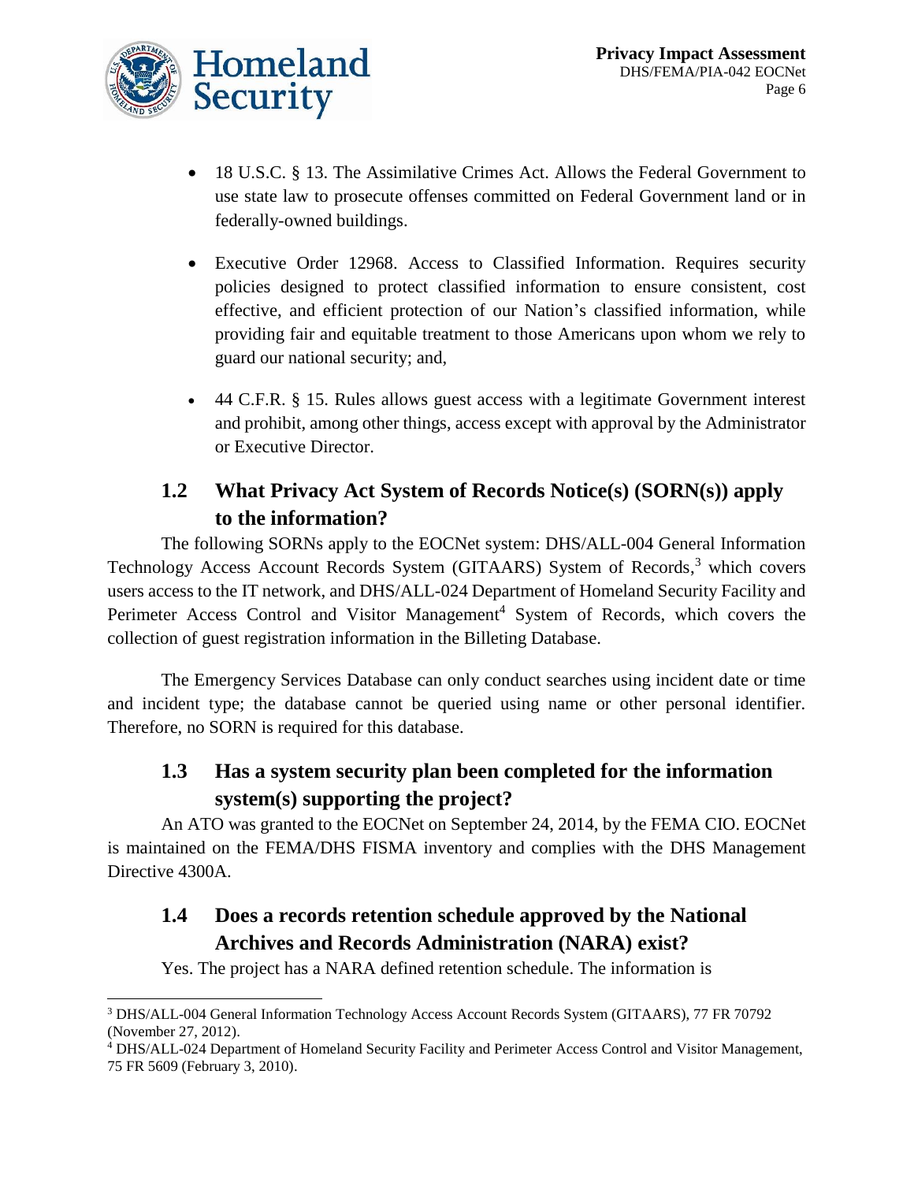- 18 U.S.C. § 13. The Assimilative Crimes Act. Allows the Federal Government to use state law to prosecute offenses committed on Federal Government land or in federally-owned buildings.

- Executive Order 12968. Access to Classified Information. Requires security policies designed to protect classified information to ensure consistent, cost effective, and efficient protection of our Nation's classified information, while providing fair and equitable treatment to those Americans upon whom we rely to guard our national security; and,

- 44 C.F.R. § 15. Rules allows guest access with a legitimate Government interest and prohibit, among other things, access except with approval by the Administrator or Executive Director.

## 1.2 What Privacy Act System of Records Notice(s) (SORN(s)) apply to the information?

The following SORNs apply to the EOCNet system: DHS/ALL-004 General Information Technology Access Account Records System (GITAARS) System of Records,[3] which covers users access to the IT network, and DHS/ALL-024 Department of Homeland Security Facility and Perimeter Access Control and Visitor Management[4] System of Records, which covers the collection of guest registration information in the Billeting Database.

The Emergency Services Database can only conduct searches using incident date or time and incident type; the database cannot be queried using name or other personal identifier. Therefore, no SORN is required for this database.

## 1.3 Has a system security plan been completed for the information system(s) supporting the project?

An ATO was granted to the EOCNet on September 24, 2014, by the FEMA CIO. EOCNet is maintained on the FEMA/DHS FISMA inventory and complies with the DHS Management Directive 4300A.

## 1.4 Does a records retention schedule approved by the National Archives and Records Administration (NARA) exist?

Yes. The project has a NARA defined retention schedule. The information is

---

[3] DHS/ALL-004 General Information Technology Access Account Records System (GITAARS), 77 FR 70792 (November 27, 2012).

[4] DHS/ALL-024 Department of Homeland Security Facility and Perimeter Access Control and Visitor Management, 75 FR 5609 (February 3, 2010).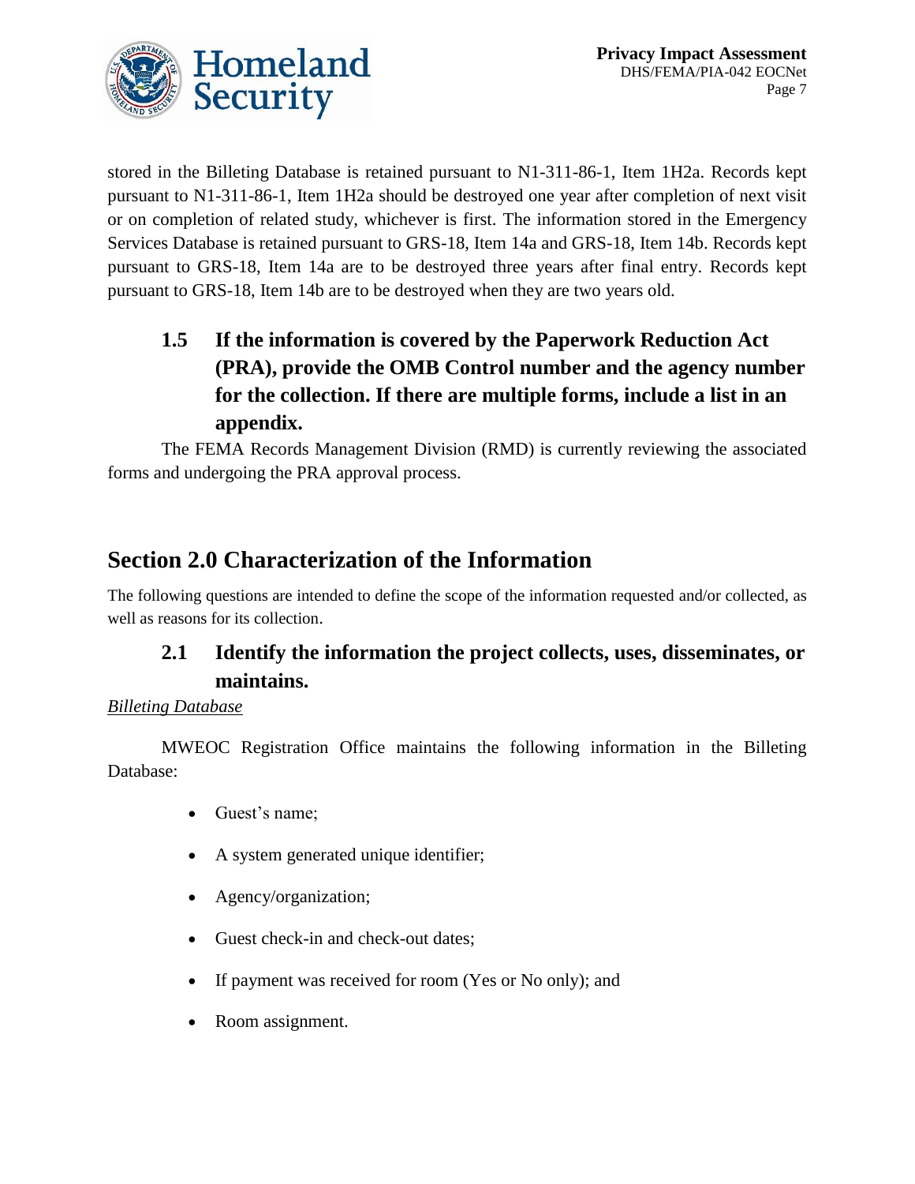stored in the Billeting Database is retained pursuant to N1-311-86-1, Item 1H2a. Records kept pursuant to N1-311-86-1, Item 1H2a should be destroyed one year after completion of next visit or on completion of related study, whichever is first. The information stored in the Emergency Services Database is retained pursuant to GRS-18, Item 14a and GRS-18, Item 14b. Records kept pursuant to GRS-18, Item 14a are to be destroyed three years after final entry. Records kept pursuant to GRS-18, Item 14b are to be destroyed when they are two years old.

### 1.5 If the information is covered by the Paperwork Reduction Act (PRA), provide the OMB Control number and the agency number for the collection. If there are multiple forms, include a list in an appendix.

The FEMA Records Management Division (RMD) is currently reviewing the associated forms and undergoing the PRA approval process.

## Section 2.0 Characterization of the Information

The following questions are intended to define the scope of the information requested and/or collected, as well as reasons for its collection.

### 2.1 Identify the information the project collects, uses, disseminates, or maintains.

*Billeting Database*

MWEOC Registration Office maintains the following information in the Billeting Database:

- Guest's name;
- A system generated unique identifier;
- Agency/organization;
- Guest check-in and check-out dates;
- If payment was received for room (Yes or No only); and
- Room assignment.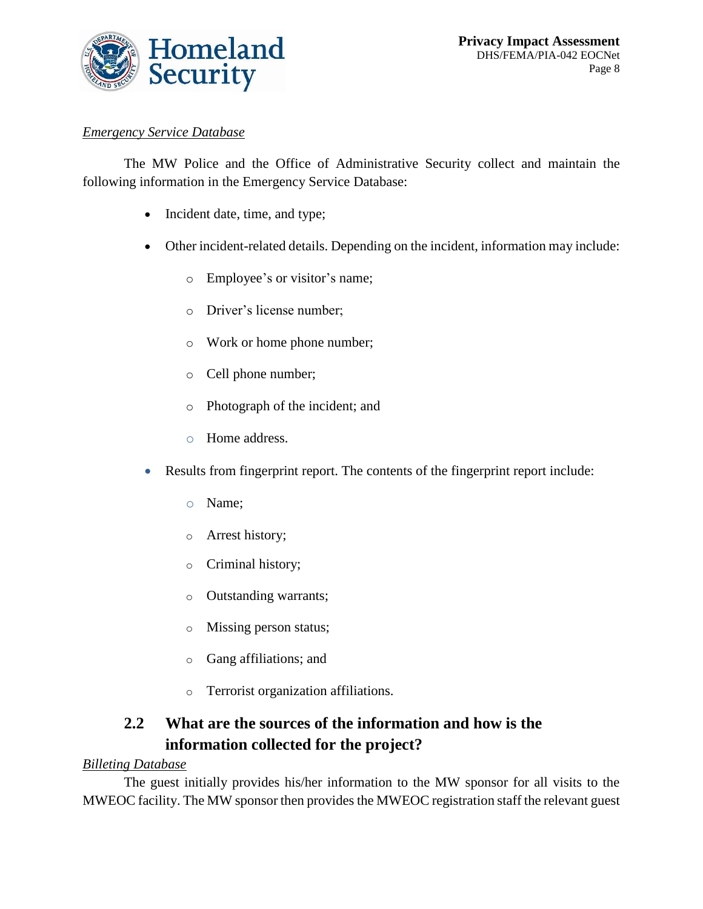*Emergency Service Database*

The MW Police and the Office of Administrative Security collect and maintain the following information in the Emergency Service Database:

- Incident date, time, and type;
- Other incident-related details. Depending on the incident, information may include:
  - Employee's or visitor's name;
  - Driver's license number;
  - Work or home phone number;
  - Cell phone number;
  - Photograph of the incident; and
  - Home address.
- Results from fingerprint report. The contents of the fingerprint report include:
  - Name;
  - Arrest history;
  - Criminal history;
  - Outstanding warrants;
  - Missing person status;
  - Gang affiliations; and
  - Terrorist organization affiliations.

## 2.2 What are the sources of the information and how is the information collected for the project?

*Billeting Database*

The guest initially provides his/her information to the MW sponsor for all visits to the MWEOC facility. The MW sponsor then provides the MWEOC registration staff the relevant guest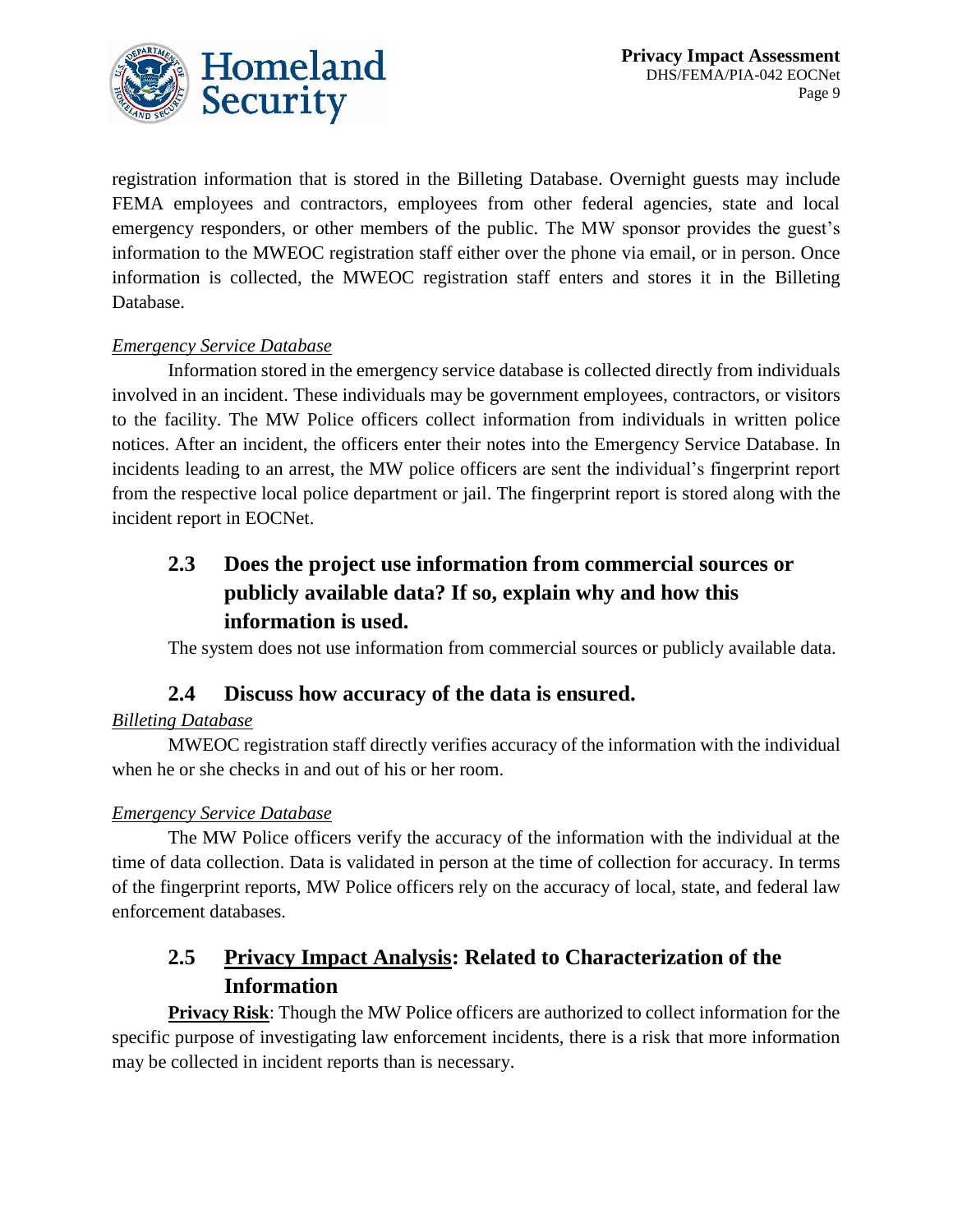registration information that is stored in the Billeting Database. Overnight guests may include FEMA employees and contractors, employees from other federal agencies, state and local emergency responders, or other members of the public. The MW sponsor provides the guest's information to the MWEOC registration staff either over the phone via email, or in person. Once information is collected, the MWEOC registration staff enters and stores it in the Billeting Database.

*Emergency Service Database*

Information stored in the emergency service database is collected directly from individuals involved in an incident. These individuals may be government employees, contractors, or visitors to the facility. The MW Police officers collect information from individuals in written police notices. After an incident, the officers enter their notes into the Emergency Service Database. In incidents leading to an arrest, the MW police officers are sent the individual's fingerprint report from the respective local police department or jail. The fingerprint report is stored along with the incident report in EOCNet.

## 2.3 Does the project use information from commercial sources or publicly available data? If so, explain why and how this information is used.

The system does not use information from commercial sources or publicly available data.

## 2.4 Discuss how accuracy of the data is ensured.

*Billeting Database*

MWEOC registration staff directly verifies accuracy of the information with the individual when he or she checks in and out of his or her room.

*Emergency Service Database*

The MW Police officers verify the accuracy of the information with the individual at the time of data collection. Data is validated in person at the time of collection for accuracy. In terms of the fingerprint reports, MW Police officers rely on the accuracy of local, state, and federal law enforcement databases.

## 2.5 Privacy Impact Analysis: Related to Characterization of the Information

**Privacy Risk**: Though the MW Police officers are authorized to collect information for the specific purpose of investigating law enforcement incidents, there is a risk that more information may be collected in incident reports than is necessary.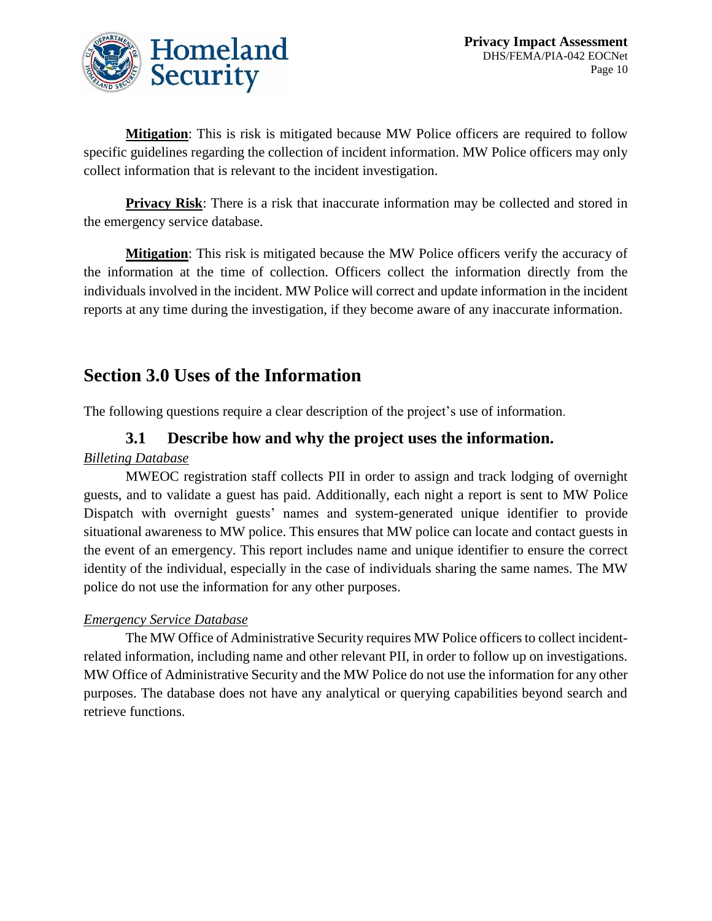**Mitigation**: This is risk is mitigated because MW Police officers are required to follow specific guidelines regarding the collection of incident information. MW Police officers may only collect information that is relevant to the incident investigation.

**Privacy Risk**: There is a risk that inaccurate information may be collected and stored in the emergency service database.

**Mitigation**: This risk is mitigated because the MW Police officers verify the accuracy of the information at the time of collection. Officers collect the information directly from the individuals involved in the incident. MW Police will correct and update information in the incident reports at any time during the investigation, if they become aware of any inaccurate information.

## Section 3.0 Uses of the Information

The following questions require a clear description of the project's use of information.

### 3.1 Describe how and why the project uses the information.

*Billeting Database*

MWEOC registration staff collects PII in order to assign and track lodging of overnight guests, and to validate a guest has paid. Additionally, each night a report is sent to MW Police Dispatch with overnight guests' names and system-generated unique identifier to provide situational awareness to MW police. This ensures that MW police can locate and contact guests in the event of an emergency. This report includes name and unique identifier to ensure the correct identity of the individual, especially in the case of individuals sharing the same names. The MW police do not use the information for any other purposes.

*Emergency Service Database*

The MW Office of Administrative Security requires MW Police officers to collect incident-related information, including name and other relevant PII, in order to follow up on investigations. MW Office of Administrative Security and the MW Police do not use the information for any other purposes. The database does not have any analytical or querying capabilities beyond search and retrieve functions.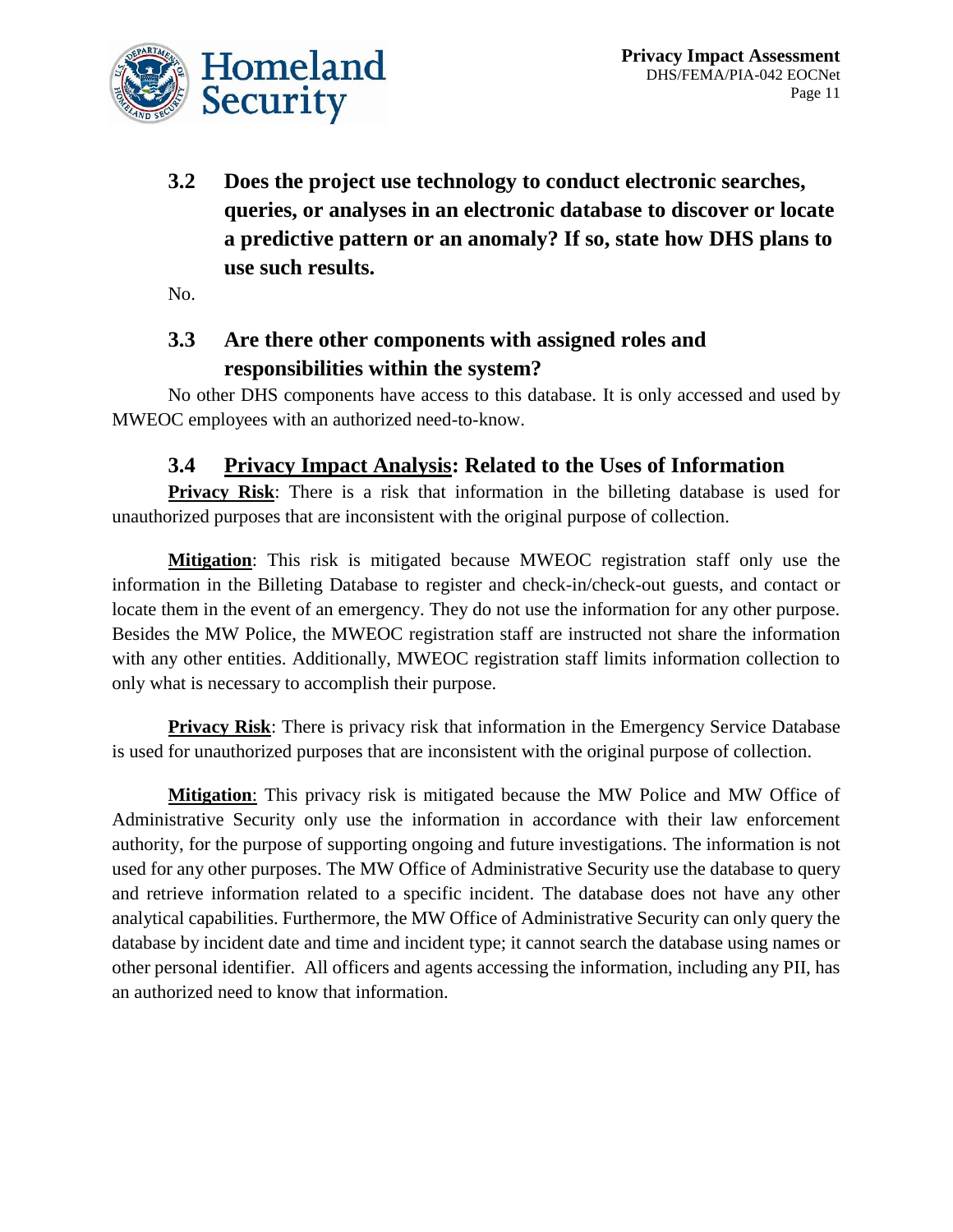### 3.2 Does the project use technology to conduct electronic searches, queries, or analyses in an electronic database to discover or locate a predictive pattern or an anomaly? If so, state how DHS plans to use such results.

No.

### 3.3 Are there other components with assigned roles and responsibilities within the system?

No other DHS components have access to this database. It is only accessed and used by MWEOC employees with an authorized need-to-know.

### 3.4 Privacy Impact Analysis: Related to the Uses of Information

**Privacy Risk**: There is a risk that information in the billeting database is used for unauthorized purposes that are inconsistent with the original purpose of collection.

**Mitigation**: This risk is mitigated because MWEOC registration staff only use the information in the Billeting Database to register and check-in/check-out guests, and contact or locate them in the event of an emergency. They do not use the information for any other purpose. Besides the MW Police, the MWEOC registration staff are instructed not share the information with any other entities. Additionally, MWEOC registration staff limits information collection to only what is necessary to accomplish their purpose.

**Privacy Risk**: There is privacy risk that information in the Emergency Service Database is used for unauthorized purposes that are inconsistent with the original purpose of collection.

**Mitigation**: This privacy risk is mitigated because the MW Police and MW Office of Administrative Security only use the information in accordance with their law enforcement authority, for the purpose of supporting ongoing and future investigations. The information is not used for any other purposes. The MW Office of Administrative Security use the database to query and retrieve information related to a specific incident. The database does not have any other analytical capabilities. Furthermore, the MW Office of Administrative Security can only query the database by incident date and time and incident type; it cannot search the database using names or other personal identifier. All officers and agents accessing the information, including any PII, has an authorized need to know that information.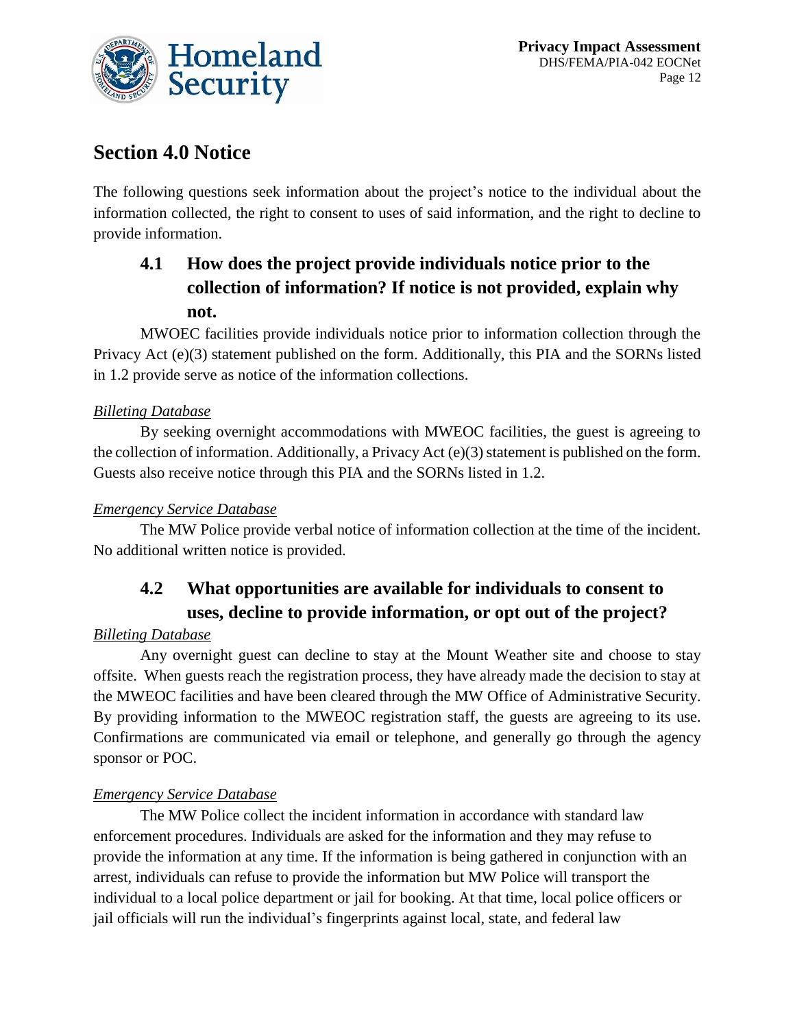## Section 4.0 Notice

The following questions seek information about the project's notice to the individual about the information collected, the right to consent to uses of said information, and the right to decline to provide information.

### 4.1 How does the project provide individuals notice prior to the collection of information? If notice is not provided, explain why not.

MWOEC facilities provide individuals notice prior to information collection through the Privacy Act (e)(3) statement published on the form. Additionally, this PIA and the SORNs listed in 1.2 provide serve as notice of the information collections.

*Billeting Database*

By seeking overnight accommodations with MWEOC facilities, the guest is agreeing to the collection of information. Additionally, a Privacy Act (e)(3) statement is published on the form. Guests also receive notice through this PIA and the SORNs listed in 1.2.

*Emergency Service Database*

The MW Police provide verbal notice of information collection at the time of the incident. No additional written notice is provided.

### 4.2 What opportunities are available for individuals to consent to uses, decline to provide information, or opt out of the project?

*Billeting Database*

Any overnight guest can decline to stay at the Mount Weather site and choose to stay offsite. When guests reach the registration process, they have already made the decision to stay at the MWEOC facilities and have been cleared through the MW Office of Administrative Security. By providing information to the MWEOC registration staff, the guests are agreeing to its use. Confirmations are communicated via email or telephone, and generally go through the agency sponsor or POC.

*Emergency Service Database*

The MW Police collect the incident information in accordance with standard law enforcement procedures. Individuals are asked for the information and they may refuse to provide the information at any time. If the information is being gathered in conjunction with an arrest, individuals can refuse to provide the information but MW Police will transport the individual to a local police department or jail for booking. At that time, local police officers or jail officials will run the individual's fingerprints against local, state, and federal law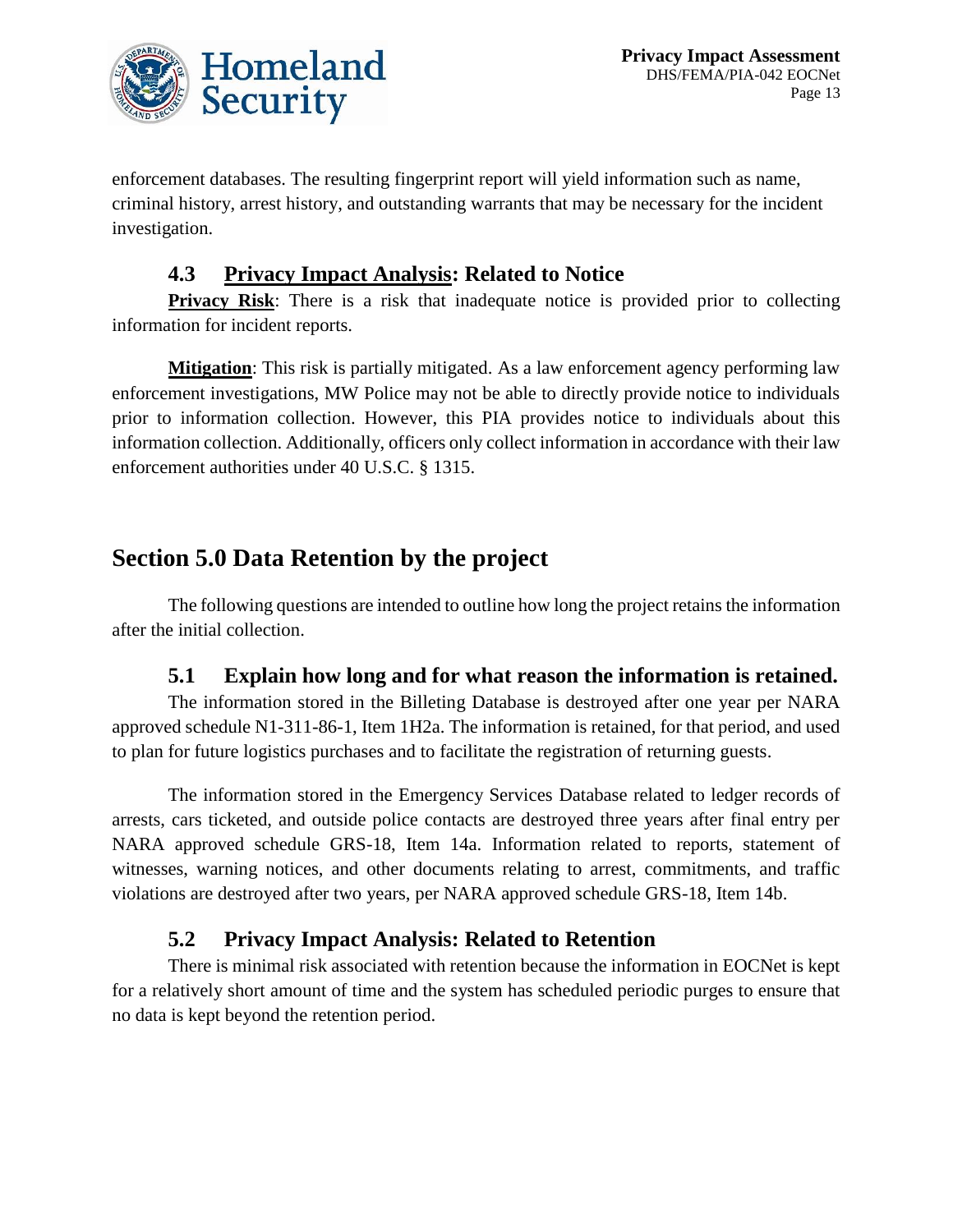enforcement databases. The resulting fingerprint report will yield information such as name, criminal history, arrest history, and outstanding warrants that may be necessary for the incident investigation.

### 4.3 Privacy Impact Analysis: Related to Notice

**Privacy Risk**: There is a risk that inadequate notice is provided prior to collecting information for incident reports.

**Mitigation**: This risk is partially mitigated. As a law enforcement agency performing law enforcement investigations, MW Police may not be able to directly provide notice to individuals prior to information collection. However, this PIA provides notice to individuals about this information collection. Additionally, officers only collect information in accordance with their law enforcement authorities under 40 U.S.C. § 1315.

## Section 5.0 Data Retention by the project

The following questions are intended to outline how long the project retains the information after the initial collection.

### 5.1 Explain how long and for what reason the information is retained.

The information stored in the Billeting Database is destroyed after one year per NARA approved schedule N1-311-86-1, Item 1H2a. The information is retained, for that period, and used to plan for future logistics purchases and to facilitate the registration of returning guests.

The information stored in the Emergency Services Database related to ledger records of arrests, cars ticketed, and outside police contacts are destroyed three years after final entry per NARA approved schedule GRS-18, Item 14a. Information related to reports, statement of witnesses, warning notices, and other documents relating to arrest, commitments, and traffic violations are destroyed after two years, per NARA approved schedule GRS-18, Item 14b.

### 5.2 Privacy Impact Analysis: Related to Retention

There is minimal risk associated with retention because the information in EOCNet is kept for a relatively short amount of time and the system has scheduled periodic purges to ensure that no data is kept beyond the retention period.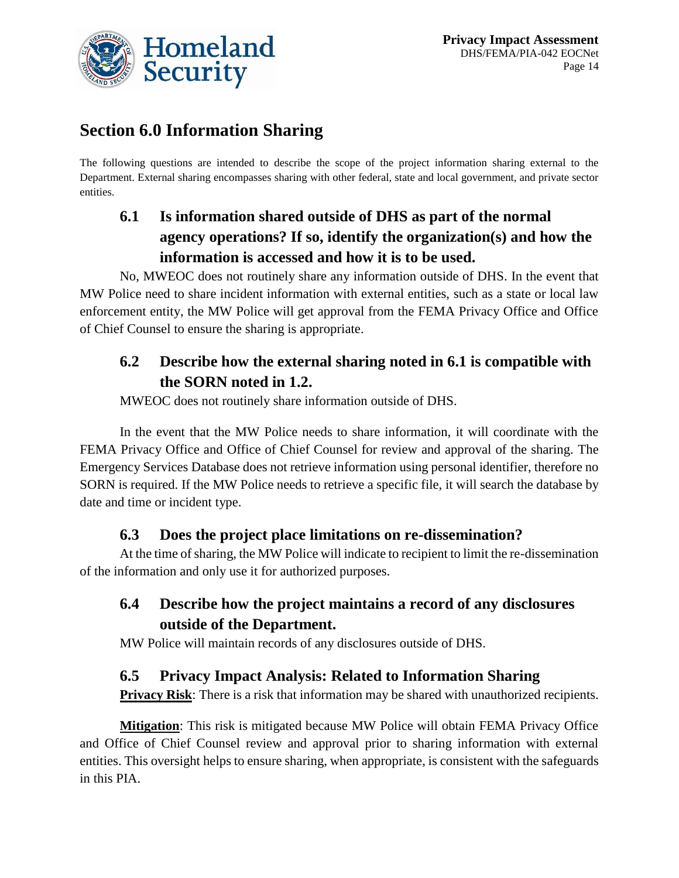## Section 6.0 Information Sharing

The following questions are intended to describe the scope of the project information sharing external to the Department. External sharing encompasses sharing with other federal, state and local government, and private sector entities.

### 6.1 Is information shared outside of DHS as part of the normal agency operations? If so, identify the organization(s) and how the information is accessed and how it is to be used.

No, MWEOC does not routinely share any information outside of DHS. In the event that MW Police need to share incident information with external entities, such as a state or local law enforcement entity, the MW Police will get approval from the FEMA Privacy Office and Office of Chief Counsel to ensure the sharing is appropriate.

### 6.2 Describe how the external sharing noted in 6.1 is compatible with the SORN noted in 1.2.

MWEOC does not routinely share information outside of DHS.

In the event that the MW Police needs to share information, it will coordinate with the FEMA Privacy Office and Office of Chief Counsel for review and approval of the sharing. The Emergency Services Database does not retrieve information using personal identifier, therefore no SORN is required. If the MW Police needs to retrieve a specific file, it will search the database by date and time or incident type.

### 6.3 Does the project place limitations on re-dissemination?

At the time of sharing, the MW Police will indicate to recipient to limit the re-dissemination of the information and only use it for authorized purposes.

### 6.4 Describe how the project maintains a record of any disclosures outside of the Department.

MW Police will maintain records of any disclosures outside of DHS.

### 6.5 Privacy Impact Analysis: Related to Information Sharing

**Privacy Risk**: There is a risk that information may be shared with unauthorized recipients.

**Mitigation**: This risk is mitigated because MW Police will obtain FEMA Privacy Office and Office of Chief Counsel review and approval prior to sharing information with external entities. This oversight helps to ensure sharing, when appropriate, is consistent with the safeguards in this PIA.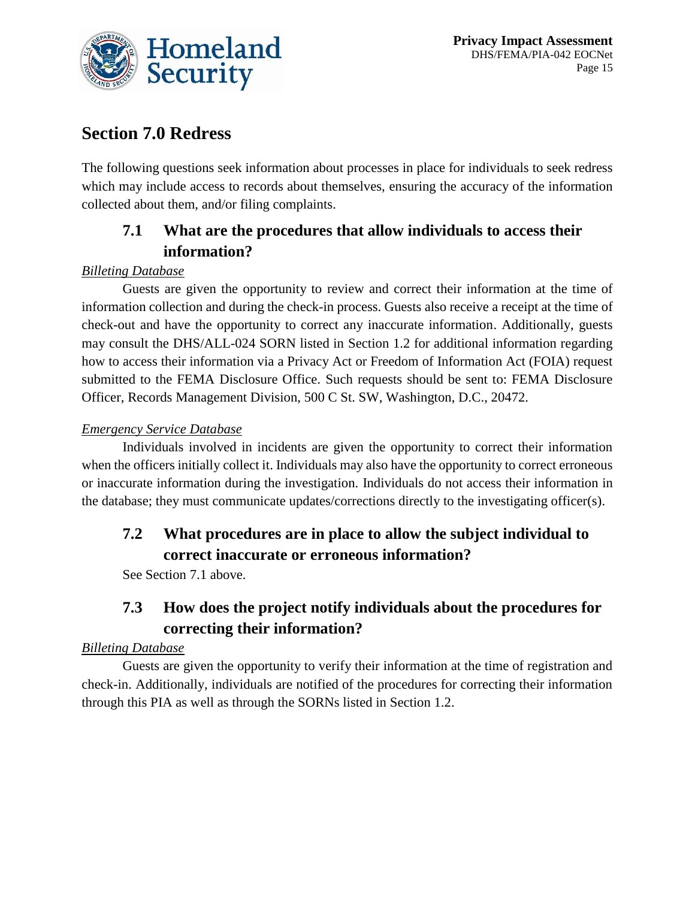## Section 7.0 Redress

The following questions seek information about processes in place for individuals to seek redress which may include access to records about themselves, ensuring the accuracy of the information collected about them, and/or filing complaints.

### 7.1 What are the procedures that allow individuals to access their information?

*Billeting Database*

Guests are given the opportunity to review and correct their information at the time of information collection and during the check-in process. Guests also receive a receipt at the time of check-out and have the opportunity to correct any inaccurate information. Additionally, guests may consult the DHS/ALL-024 SORN listed in Section 1.2 for additional information regarding how to access their information via a Privacy Act or Freedom of Information Act (FOIA) request submitted to the FEMA Disclosure Office. Such requests should be sent to: FEMA Disclosure Officer, Records Management Division, 500 C St. SW, Washington, D.C., 20472.

*Emergency Service Database*

Individuals involved in incidents are given the opportunity to correct their information when the officers initially collect it. Individuals may also have the opportunity to correct erroneous or inaccurate information during the investigation. Individuals do not access their information in the database; they must communicate updates/corrections directly to the investigating officer(s).

### 7.2 What procedures are in place to allow the subject individual to correct inaccurate or erroneous information?

See Section 7.1 above.

### 7.3 How does the project notify individuals about the procedures for correcting their information?

*Billeting Database*

Guests are given the opportunity to verify their information at the time of registration and check-in. Additionally, individuals are notified of the procedures for correcting their information through this PIA as well as through the SORNs listed in Section 1.2.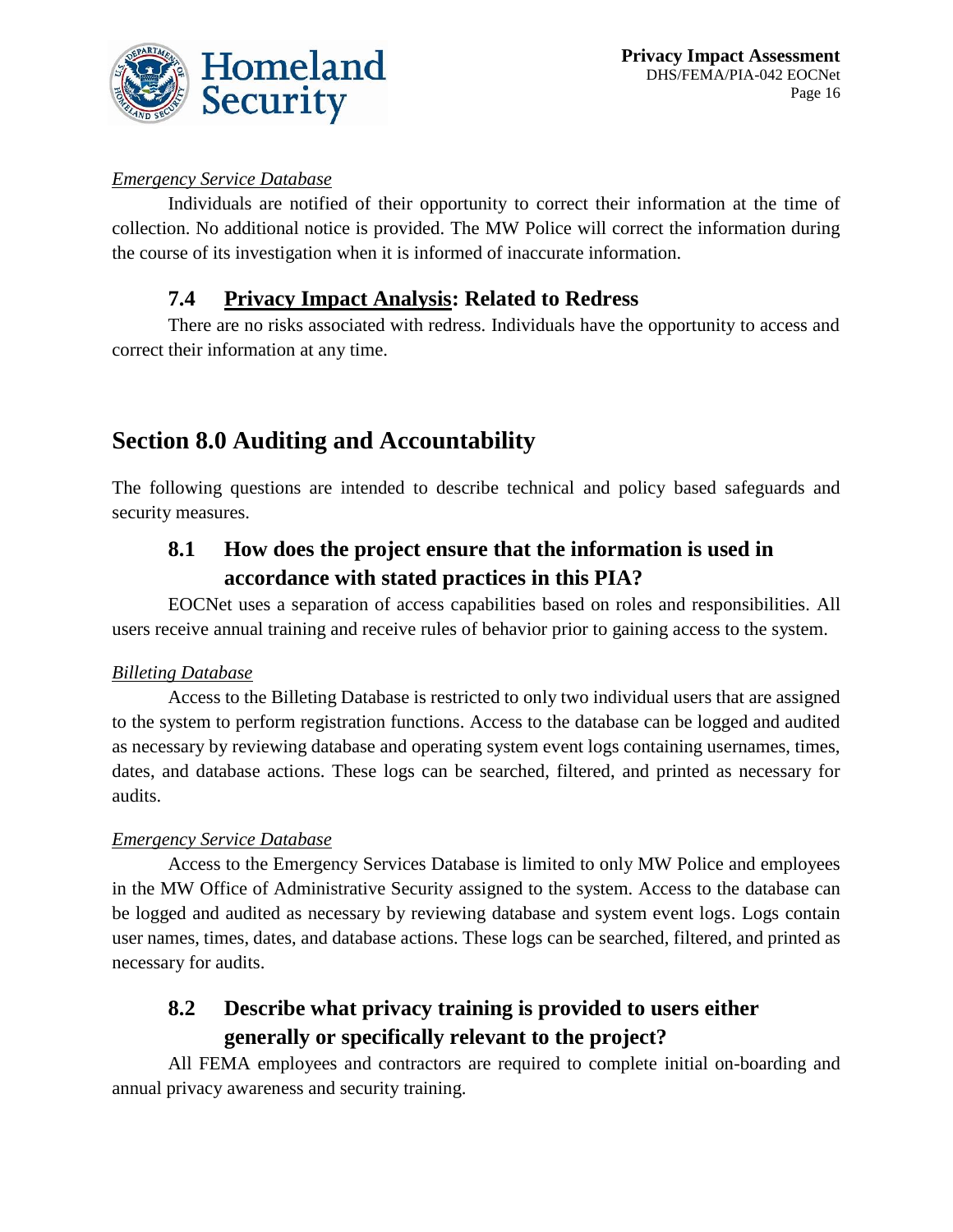*Emergency Service Database*

Individuals are notified of their opportunity to correct their information at the time of collection. No additional notice is provided. The MW Police will correct the information during the course of its investigation when it is informed of inaccurate information.

### 7.4 Privacy Impact Analysis: Related to Redress

There are no risks associated with redress. Individuals have the opportunity to access and correct their information at any time.

## Section 8.0 Auditing and Accountability

The following questions are intended to describe technical and policy based safeguards and security measures.

### 8.1 How does the project ensure that the information is used in accordance with stated practices in this PIA?

EOCNet uses a separation of access capabilities based on roles and responsibilities. All users receive annual training and receive rules of behavior prior to gaining access to the system.

*Billeting Database*

Access to the Billeting Database is restricted to only two individual users that are assigned to the system to perform registration functions. Access to the database can be logged and audited as necessary by reviewing database and operating system event logs containing usernames, times, dates, and database actions. These logs can be searched, filtered, and printed as necessary for audits.

*Emergency Service Database*

Access to the Emergency Services Database is limited to only MW Police and employees in the MW Office of Administrative Security assigned to the system. Access to the database can be logged and audited as necessary by reviewing database and system event logs. Logs contain user names, times, dates, and database actions. These logs can be searched, filtered, and printed as necessary for audits.

### 8.2 Describe what privacy training is provided to users either generally or specifically relevant to the project?

All FEMA employees and contractors are required to complete initial on-boarding and annual privacy awareness and security training.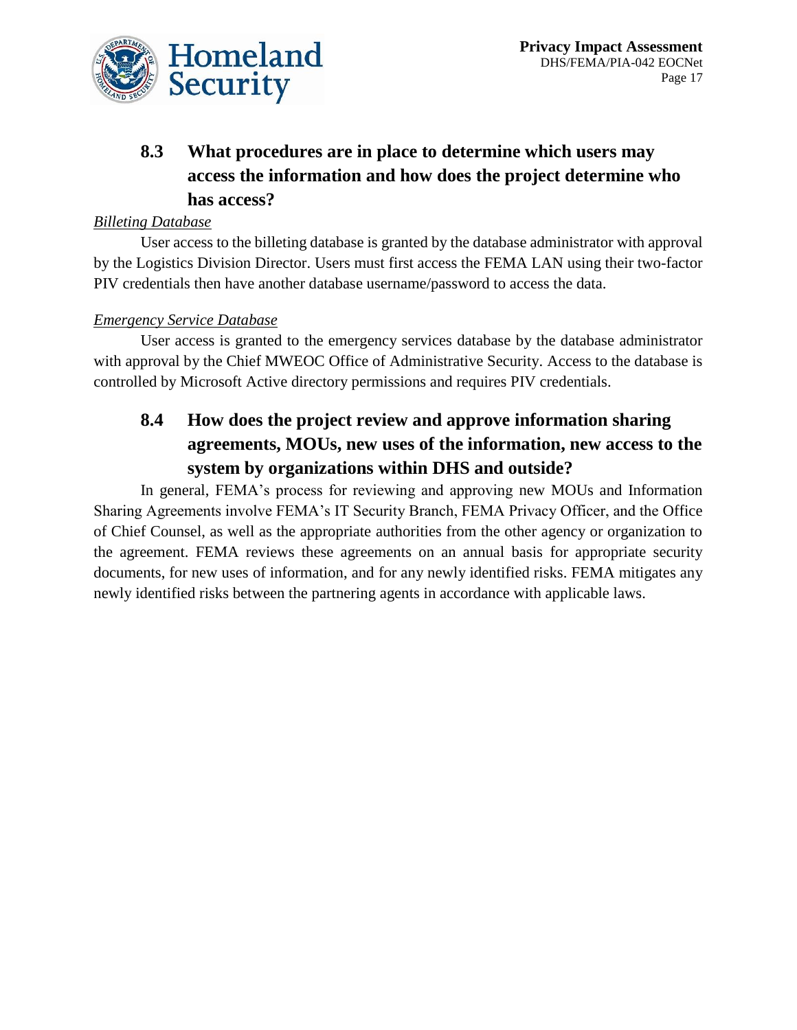### 8.3 What procedures are in place to determine which users may access the information and how does the project determine who has access?

*Billeting Database*

User access to the billeting database is granted by the database administrator with approval by the Logistics Division Director. Users must first access the FEMA LAN using their two-factor PIV credentials then have another database username/password to access the data.

*Emergency Service Database*

User access is granted to the emergency services database by the database administrator with approval by the Chief MWEOC Office of Administrative Security. Access to the database is controlled by Microsoft Active directory permissions and requires PIV credentials.

### 8.4 How does the project review and approve information sharing agreements, MOUs, new uses of the information, new access to the system by organizations within DHS and outside?

In general, FEMA's process for reviewing and approving new MOUs and Information Sharing Agreements involve FEMA's IT Security Branch, FEMA Privacy Officer, and the Office of Chief Counsel, as well as the appropriate authorities from the other agency or organization to the agreement. FEMA reviews these agreements on an annual basis for appropriate security documents, for new uses of information, and for any newly identified risks. FEMA mitigates any newly identified risks between the partnering agents in accordance with applicable laws.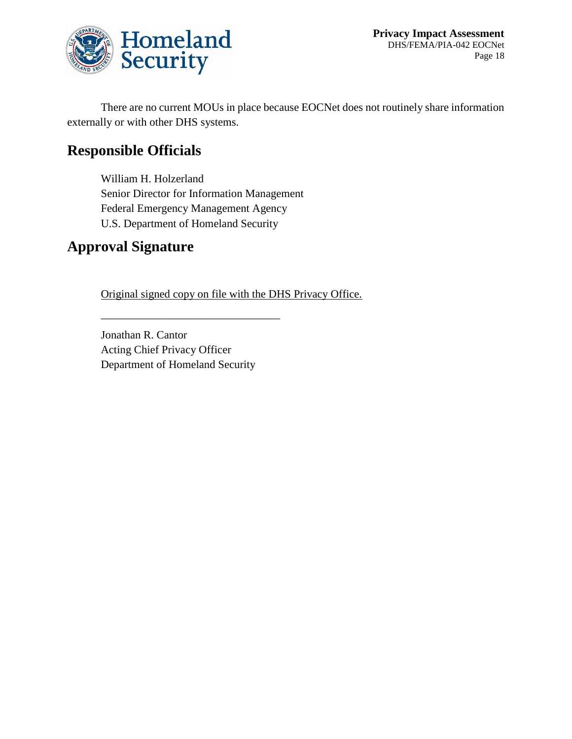There are no current MOUs in place because EOCNet does not routinely share information externally or with other DHS systems.

## Responsible Officials

William H. Holzerland
Senior Director for Information Management
Federal Emergency Management Agency
U.S. Department of Homeland Security

## Approval Signature

Original signed copy on file with the DHS Privacy Office.

________________________________

Jonathan R. Cantor
Acting Chief Privacy Officer
Department of Homeland Security